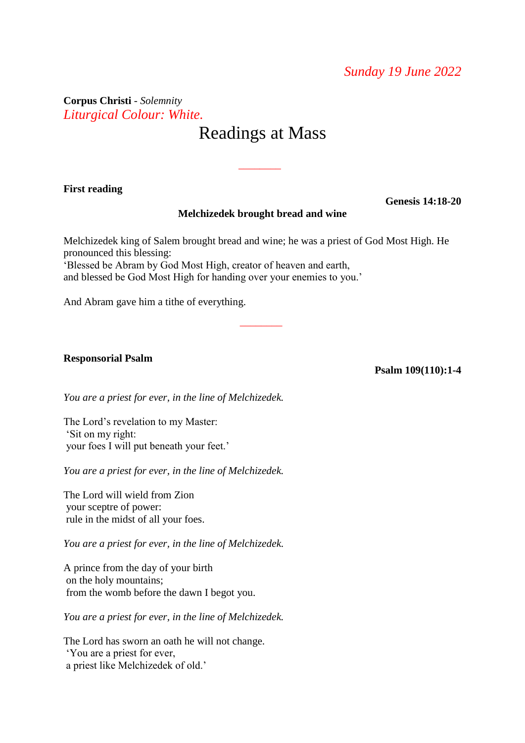*Sunday 19 June 2022*

**Corpus Christi** - *Solemnity*
*Liturgical Colour: White.*

# Readings at Mass

---

**First reading**

**Genesis 14:18-20**

**Melchizedek brought bread and wine**

Melchizedek king of Salem brought bread and wine; he was a priest of God Most High. He pronounced this blessing:
'Blessed be Abram by God Most High, creator of heaven and earth,
and blessed be God Most High for handing over your enemies to you.'

And Abram gave him a tithe of everything.

---

**Responsorial Psalm**

**Psalm 109(110):1-4**

*You are a priest for ever, in the line of Melchizedek.*

The Lord's revelation to my Master:
'Sit on my right:
your foes I will put beneath your feet.'

*You are a priest for ever, in the line of Melchizedek.*

The Lord will wield from Zion
your sceptre of power:
rule in the midst of all your foes.

*You are a priest for ever, in the line of Melchizedek.*

A prince from the day of your birth
on the holy mountains;
from the womb before the dawn I begot you.

*You are a priest for ever, in the line of Melchizedek.*

The Lord has sworn an oath he will not change.
'You are a priest for ever,
a priest like Melchizedek of old.'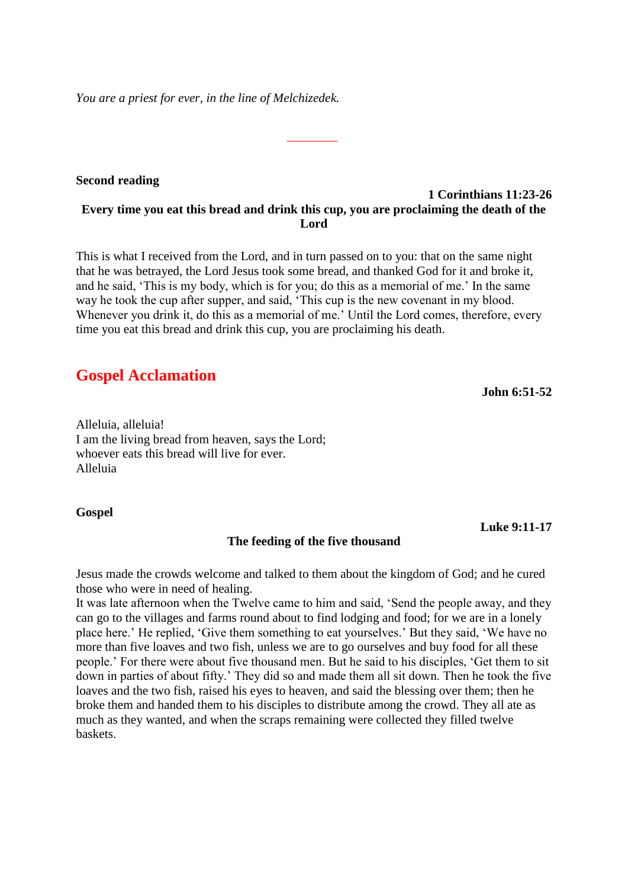*You are a priest for ever, in the line of Melchizedek.*

---

**Second reading**

**1 Corinthians 11:23-26**

**Every time you eat this bread and drink this cup, you are proclaiming the death of the Lord**

This is what I received from the Lord, and in turn passed on to you: that on the same night that he was betrayed, the Lord Jesus took some bread, and thanked God for it and broke it, and he said, 'This is my body, which is for you; do this as a memorial of me.' In the same way he took the cup after supper, and said, 'This cup is the new covenant in my blood. Whenever you drink it, do this as a memorial of me.' Until the Lord comes, therefore, every time you eat this bread and drink this cup, you are proclaiming his death.

## Gospel Acclamation

**John 6:51-52**

Alleluia, alleluia!
I am the living bread from heaven, says the Lord;
whoever eats this bread will live for ever.
Alleluia

**Gospel**

**Luke 9:11-17**

**The feeding of the five thousand**

Jesus made the crowds welcome and talked to them about the kingdom of God; and he cured those who were in need of healing.
It was late afternoon when the Twelve came to him and said, 'Send the people away, and they can go to the villages and farms round about to find lodging and food; for we are in a lonely place here.' He replied, 'Give them something to eat yourselves.' But they said, 'We have no more than five loaves and two fish, unless we are to go ourselves and buy food for all these people.' For there were about five thousand men. But he said to his disciples, 'Get them to sit down in parties of about fifty.' They did so and made them all sit down. Then he took the five loaves and the two fish, raised his eyes to heaven, and said the blessing over them; then he broke them and handed them to his disciples to distribute among the crowd. They all ate as much as they wanted, and when the scraps remaining were collected they filled twelve baskets.